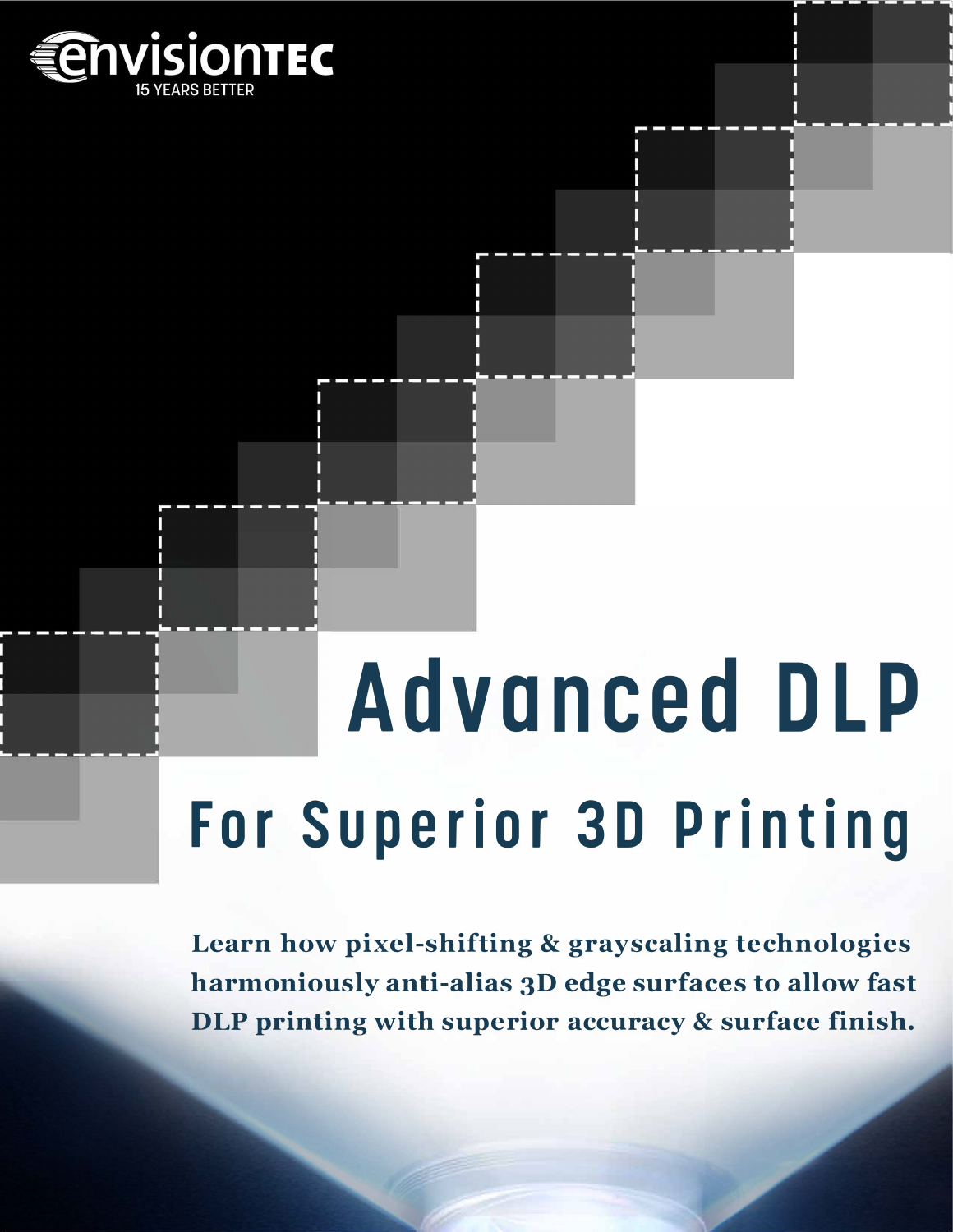envisionTEC

15 YEARS BETTER

# Advanced DLP

## For Superior 3D Printing

**Learn how pixel-shifting & grayscaling technologies harmoniously anti-alias 3D edge surfaces to allow fast DLP printing with superior accuracy & surface finish.**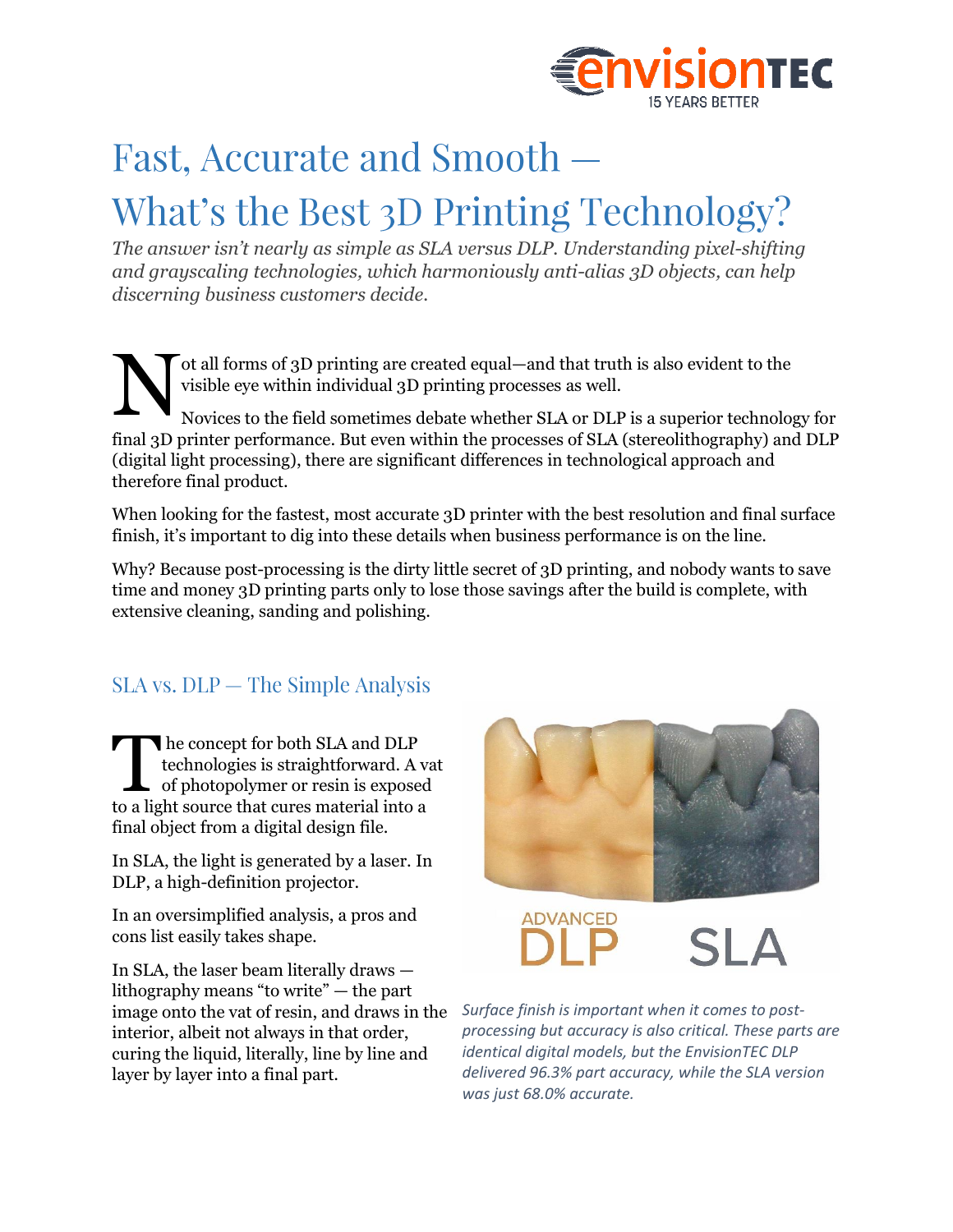# Fast, Accurate and Smooth — What's the Best 3D Printing Technology?

*The answer isn't nearly as simple as SLA versus DLP. Understanding pixel-shifting and grayscaling technologies, which harmoniously anti-alias 3D objects, can help discerning business customers decide.*

Not all forms of 3D printing are created equal—and that truth is also evident to the visible eye within individual 3D printing processes as well.

Novices to the field sometimes debate whether SLA or DLP is a superior technology for final 3D printer performance. But even within the processes of SLA (stereolithography) and DLP (digital light processing), there are significant differences in technological approach and therefore final product.

When looking for the fastest, most accurate 3D printer with the best resolution and final surface finish, it's important to dig into these details when business performance is on the line.

Why? Because post-processing is the dirty little secret of 3D printing, and nobody wants to save time and money 3D printing parts only to lose those savings after the build is complete, with extensive cleaning, sanding and polishing.

## SLA vs. DLP — The Simple Analysis

The concept for both SLA and DLP technologies is straightforward. A vat of photopolymer or resin is exposed to a light source that cures material into a final object from a digital design file.

In SLA, the light is generated by a laser. In DLP, a high-definition projector.

In an oversimplified analysis, a pros and cons list easily takes shape.

In SLA, the laser beam literally draws — lithography means "to write" — the part image onto the vat of resin, and draws in the interior, albeit not always in that order, curing the liquid, literally, line by line and layer by layer into a final part.

*Surface finish is important when it comes to post-processing but accuracy is also critical. These parts are identical digital models, but the EnvisionTEC DLP delivered 96.3% part accuracy, while the SLA version was just 68.0% accurate.*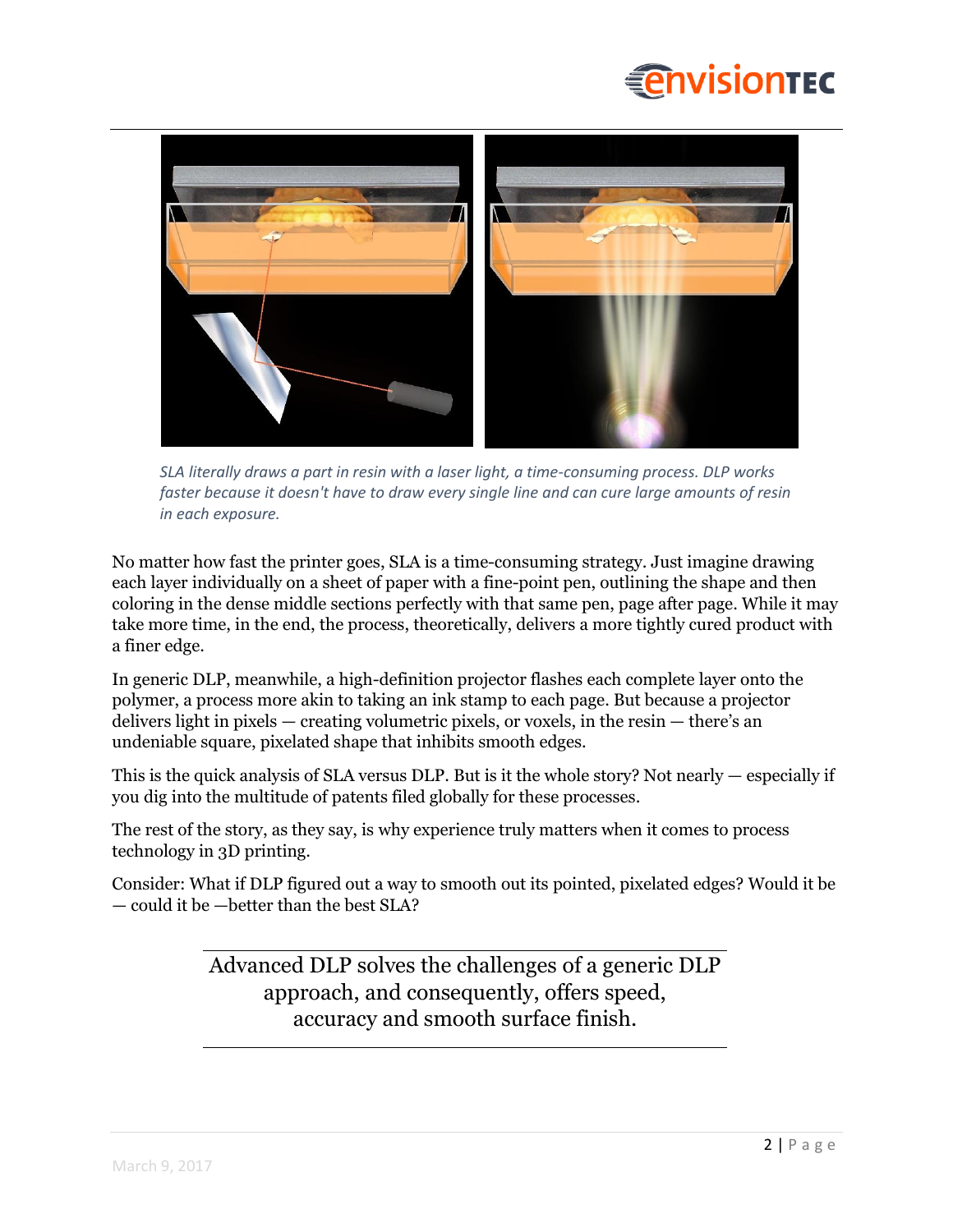*SLA literally draws a part in resin with a laser light, a time-consuming process. DLP works faster because it doesn't have to draw every single line and can cure large amounts of resin in each exposure.*

No matter how fast the printer goes, SLA is a time-consuming strategy. Just imagine drawing each layer individually on a sheet of paper with a fine-point pen, outlining the shape and then coloring in the dense middle sections perfectly with that same pen, page after page. While it may take more time, in the end, the process, theoretically, delivers a more tightly cured product with a finer edge.

In generic DLP, meanwhile, a high-definition projector flashes each complete layer onto the polymer, a process more akin to taking an ink stamp to each page. But because a projector delivers light in pixels — creating volumetric pixels, or voxels, in the resin — there's an undeniable square, pixelated shape that inhibits smooth edges.

This is the quick analysis of SLA versus DLP. But is it the whole story? Not nearly — especially if you dig into the multitude of patents filed globally for these processes.

The rest of the story, as they say, is why experience truly matters when it comes to process technology in 3D printing.

Consider: What if DLP figured out a way to smooth out its pointed, pixelated edges? Would it be — could it be —better than the best SLA?

---

Advanced DLP solves the challenges of a generic DLP approach, and consequently, offers speed, accuracy and smooth surface finish.

---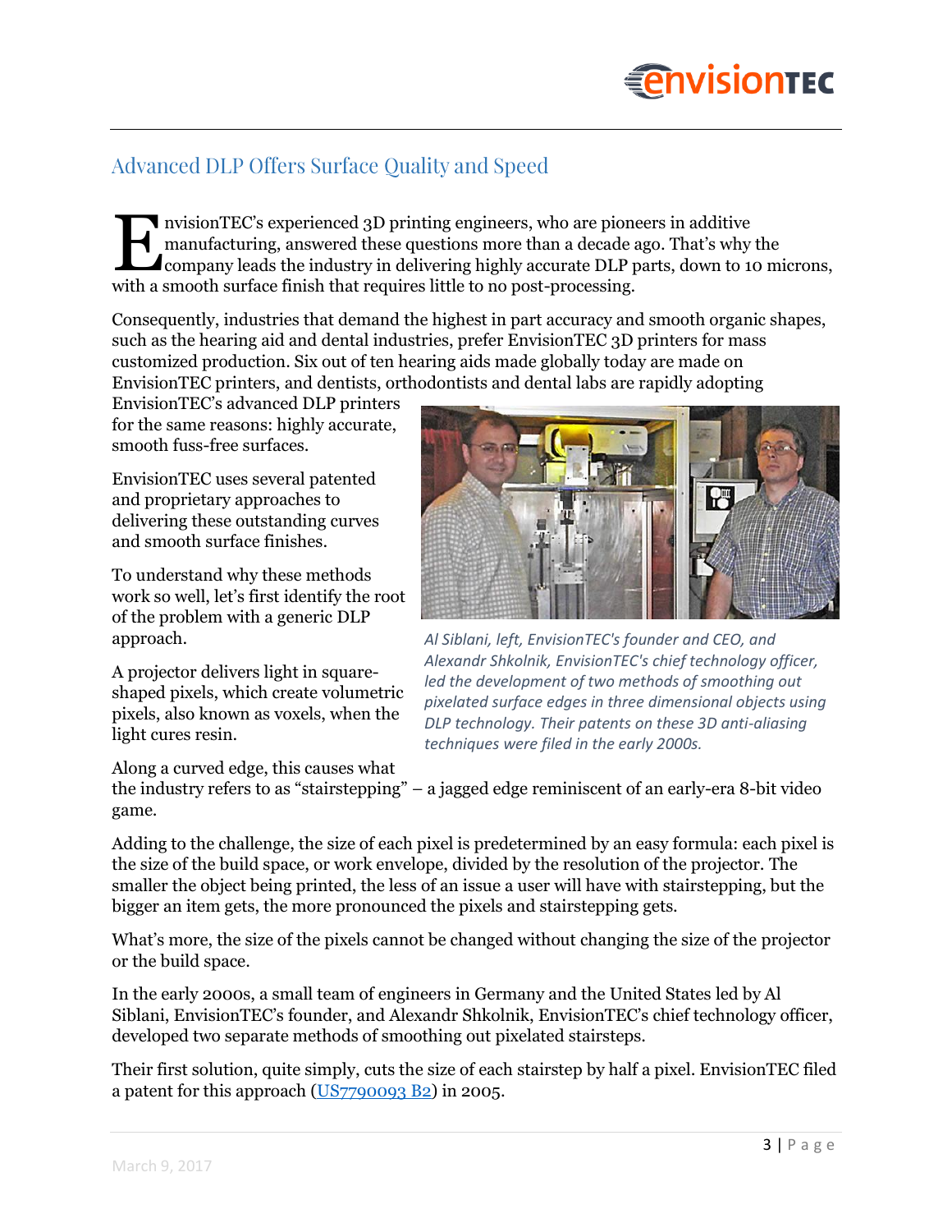## Advanced DLP Offers Surface Quality and Speed

EnvisionTEC's experienced 3D printing engineers, who are pioneers in additive manufacturing, answered these questions more than a decade ago. That's why the company leads the industry in delivering highly accurate DLP parts, down to 10 microns, with a smooth surface finish that requires little to no post-processing.

Consequently, industries that demand the highest in part accuracy and smooth organic shapes, such as the hearing aid and dental industries, prefer EnvisionTEC 3D printers for mass customized production. Six out of ten hearing aids made globally today are made on EnvisionTEC printers, and dentists, orthodontists and dental labs are rapidly adopting EnvisionTEC's advanced DLP printers for the same reasons: highly accurate, smooth fuss-free surfaces.

*Al Siblani, left, EnvisionTEC's founder and CEO, and Alexandr Shkolnik, EnvisionTEC's chief technology officer, led the development of two methods of smoothing out pixelated surface edges in three dimensional objects using DLP technology. Their patents on these 3D anti-aliasing techniques were filed in the early 2000s.*

EnvisionTEC uses several patented and proprietary approaches to delivering these outstanding curves and smooth surface finishes.

To understand why these methods work so well, let's first identify the root of the problem with a generic DLP approach.

A projector delivers light in square-shaped pixels, which create volumetric pixels, also known as voxels, when the light cures resin.

Along a curved edge, this causes what the industry refers to as "stairstepping" – a jagged edge reminiscent of an early-era 8-bit video game.

Adding to the challenge, the size of each pixel is predetermined by an easy formula: each pixel is the size of the build space, or work envelope, divided by the resolution of the projector. The smaller the object being printed, the less of an issue a user will have with stairstepping, but the bigger an item gets, the more pronounced the pixels and stairstepping gets.

What's more, the size of the pixels cannot be changed without changing the size of the projector or the build space.

In the early 2000s, a small team of engineers in Germany and the United States led by Al Siblani, EnvisionTEC's founder, and Alexandr Shkolnik, EnvisionTEC's chief technology officer, developed two separate methods of smoothing out pixelated stairsteps.

Their first solution, quite simply, cuts the size of each stairstep by half a pixel. EnvisionTEC filed a patent for this approach (US7790093 B2) in 2005.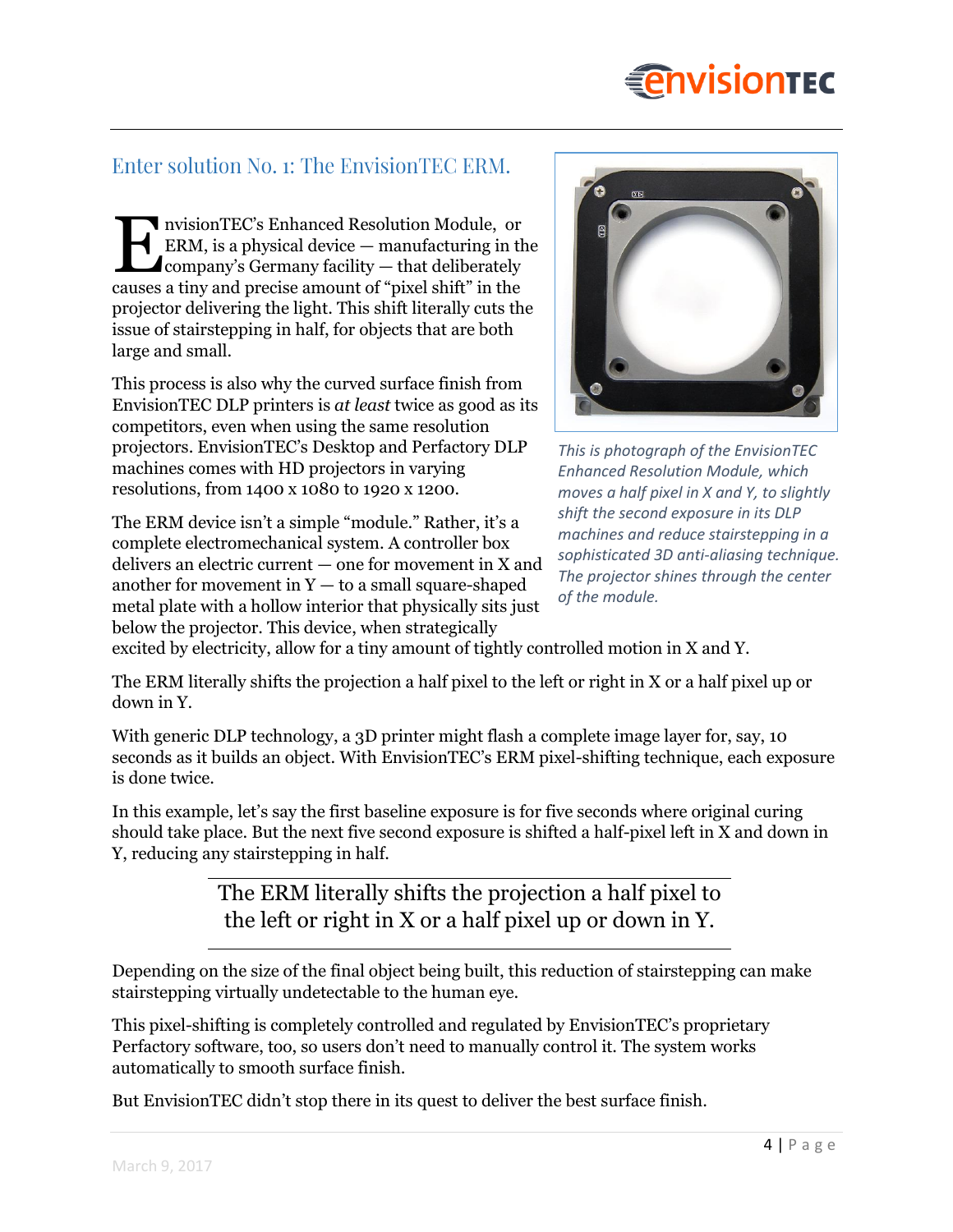## Enter solution No. 1: The EnvisionTEC ERM.

EnvisionTEC's Enhanced Resolution Module, or ERM, is a physical device — manufacturing in the company's Germany facility — that deliberately causes a tiny and precise amount of "pixel shift" in the projector delivering the light. This shift literally cuts the issue of stairstepping in half, for objects that are both large and small.

This process is also why the curved surface finish from EnvisionTEC DLP printers is *at least* twice as good as its competitors, even when using the same resolution projectors. EnvisionTEC's Desktop and Perfactory DLP machines comes with HD projectors in varying resolutions, from 1400 x 1080 to 1920 x 1200.

*This is photograph of the EnvisionTEC Enhanced Resolution Module, which moves a half pixel in X and Y, to slightly shift the second exposure in its DLP machines and reduce stairstepping in a sophisticated 3D anti-aliasing technique. The projector shines through the center of the module.*

The ERM device isn't a simple "module." Rather, it's a complete electromechanical system. A controller box delivers an electric current — one for movement in X and another for movement in Y — to a small square-shaped metal plate with a hollow interior that physically sits just below the projector. This device, when strategically excited by electricity, allow for a tiny amount of tightly controlled motion in X and Y.

The ERM literally shifts the projection a half pixel to the left or right in X or a half pixel up or down in Y.

With generic DLP technology, a 3D printer might flash a complete image layer for, say, 10 seconds as it builds an object. With EnvisionTEC's ERM pixel-shifting technique, each exposure is done twice.

In this example, let's say the first baseline exposure is for five seconds where original curing should take place. But the next five second exposure is shifted a half-pixel left in X and down in Y, reducing any stairstepping in half.

> The ERM literally shifts the projection a half pixel to the left or right in X or a half pixel up or down in Y.

Depending on the size of the final object being built, this reduction of stairstepping can make stairstepping virtually undetectable to the human eye.

This pixel-shifting is completely controlled and regulated by EnvisionTEC's proprietary Perfactory software, too, so users don't need to manually control it. The system works automatically to smooth surface finish.

But EnvisionTEC didn't stop there in its quest to deliver the best surface finish.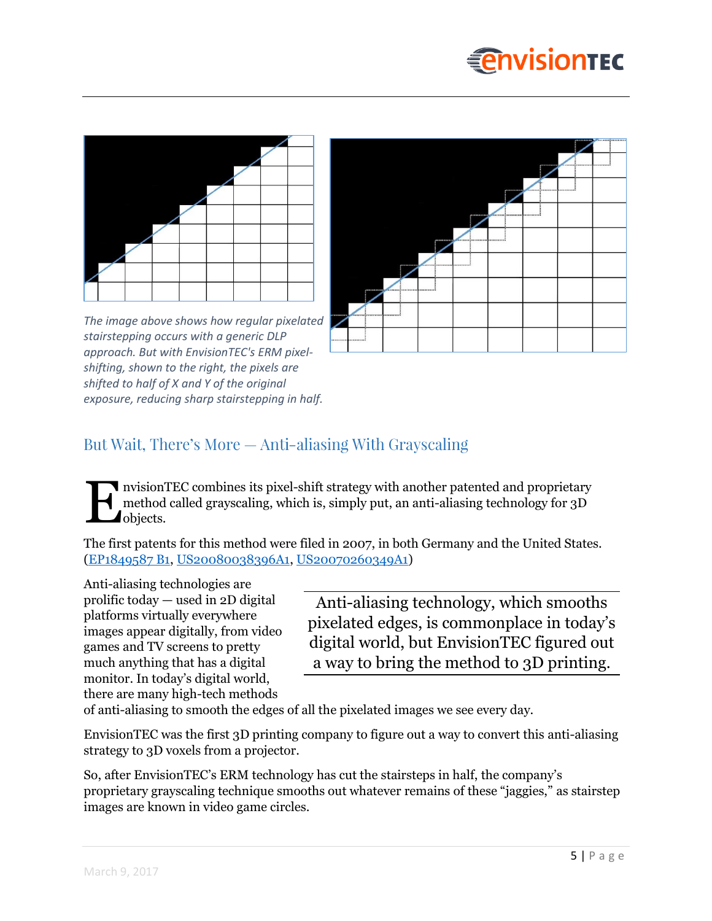*The image above shows how regular pixelated stairstepping occurs with a generic DLP approach. But with EnvisionTEC's ERM pixel-shifting, shown to the right, the pixels are shifted to half of X and Y of the original exposure, reducing sharp stairstepping in half.*

## But Wait, There's More — Anti-aliasing With Grayscaling

EnvisionTEC combines its pixel-shift strategy with another patented and proprietary method called grayscaling, which is, simply put, an anti-aliasing technology for 3D objects.

The first patents for this method were filed in 2007, in both Germany and the United States. (EP1849587 B1, US20080038396A1, US20070260349A1)

Anti-aliasing technologies are prolific today — used in 2D digital platforms virtually everywhere images appear digitally, from video games and TV screens to pretty much anything that has a digital monitor. In today's digital world, there are many high-tech methods of anti-aliasing to smooth the edges of all the pixelated images we see every day.

> Anti-aliasing technology, which smooths pixelated edges, is commonplace in today's digital world, but EnvisionTEC figured out a way to bring the method to 3D printing.

EnvisionTEC was the first 3D printing company to figure out a way to convert this anti-aliasing strategy to 3D voxels from a projector.

So, after EnvisionTEC's ERM technology has cut the stairsteps in half, the company's proprietary grayscaling technique smooths out whatever remains of these "jaggies," as stairstep images are known in video game circles.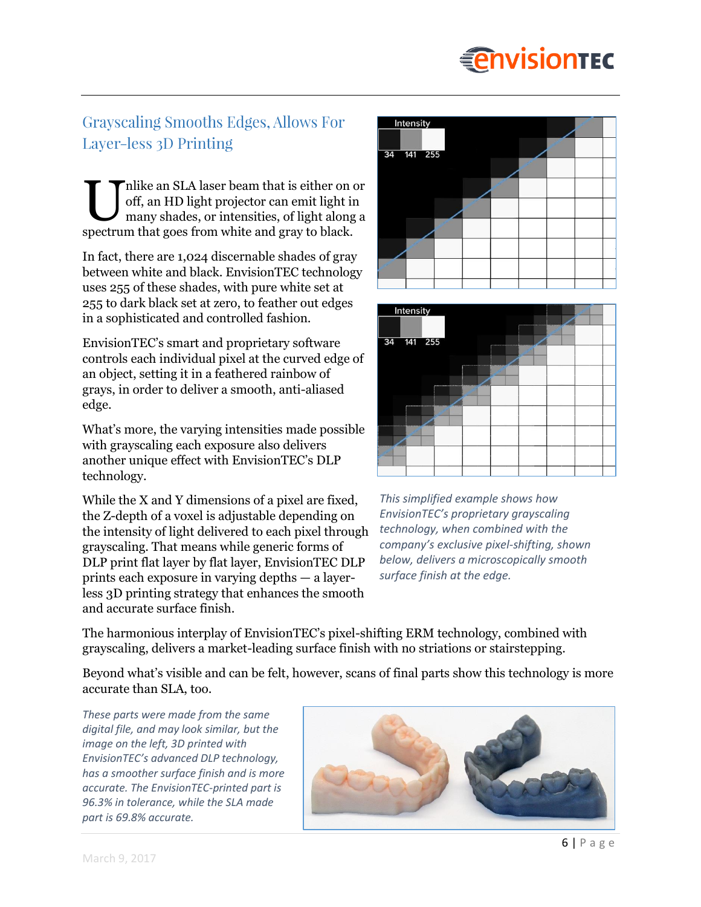## Grayscaling Smooths Edges, Allows For Layer-less 3D Printing

Unlike an SLA laser beam that is either on or off, an HD light projector can emit light in many shades, or intensities, of light along a spectrum that goes from white and gray to black.

In fact, there are 1,024 discernable shades of gray between white and black. EnvisionTEC technology uses 255 of these shades, with pure white set at 255 to dark black set at zero, to feather out edges in a sophisticated and controlled fashion.

EnvisionTEC's smart and proprietary software controls each individual pixel at the curved edge of an object, setting it in a feathered rainbow of grays, in order to deliver a smooth, anti-aliased edge.

What's more, the varying intensities made possible with grayscaling each exposure also delivers another unique effect with EnvisionTEC's DLP technology.

While the X and Y dimensions of a pixel are fixed, the Z-depth of a voxel is adjustable depending on the intensity of light delivered to each pixel through grayscaling. That means while generic forms of DLP print flat layer by flat layer, EnvisionTEC DLP prints each exposure in varying depths — a layer-less 3D printing strategy that enhances the smooth and accurate surface finish.

*This simplified example shows how EnvisionTEC's proprietary grayscaling technology, when combined with the company's exclusive pixel-shifting, shown below, delivers a microscopically smooth surface finish at the edge.*

The harmonious interplay of EnvisionTEC's pixel-shifting ERM technology, combined with grayscaling, delivers a market-leading surface finish with no striations or stairstepping.

Beyond what's visible and can be felt, however, scans of final parts show this technology is more accurate than SLA, too.

*These parts were made from the same digital file, and may look similar, but the image on the left, 3D printed with EnvisionTEC's advanced DLP technology, has a smoother surface finish and is more accurate. The EnvisionTEC-printed part is 96.3% in tolerance, while the SLA made part is 69.8% accurate.*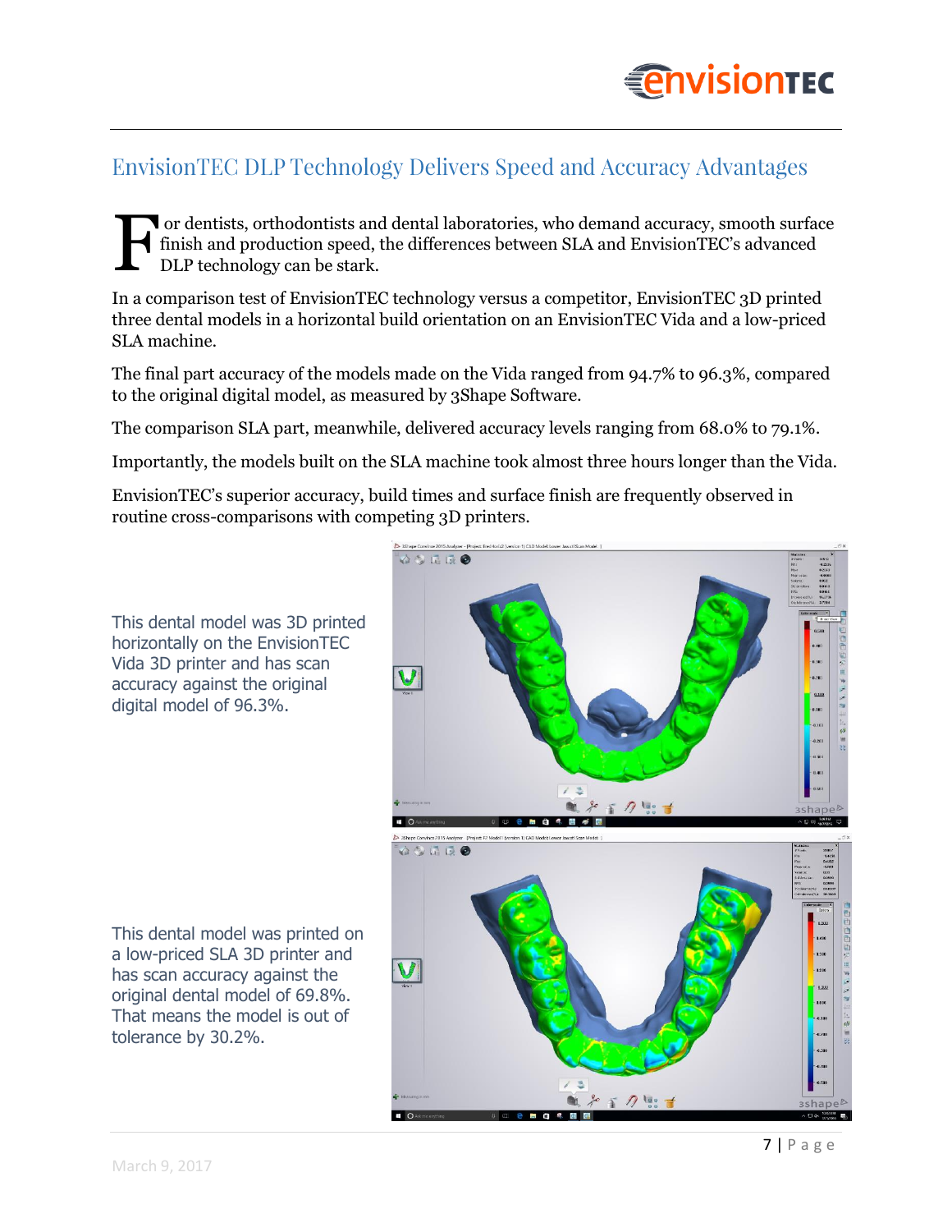## EnvisionTEC DLP Technology Delivers Speed and Accuracy Advantages

For dentists, orthodontists and dental laboratories, who demand accuracy, smooth surface finish and production speed, the differences between SLA and EnvisionTEC's advanced DLP technology can be stark.

In a comparison test of EnvisionTEC technology versus a competitor, EnvisionTEC 3D printed three dental models in a horizontal build orientation on an EnvisionTEC Vida and a low-priced SLA machine.

The final part accuracy of the models made on the Vida ranged from 94.7% to 96.3%, compared to the original digital model, as measured by 3Shape Software.

The comparison SLA part, meanwhile, delivered accuracy levels ranging from 68.0% to 79.1%.

Importantly, the models built on the SLA machine took almost three hours longer than the Vida.

EnvisionTEC's superior accuracy, build times and surface finish are frequently observed in routine cross-comparisons with competing 3D printers.

This dental model was 3D printed horizontally on the EnvisionTEC Vida 3D printer and has scan accuracy against the original digital model of 96.3%.

This dental model was printed on a low-priced SLA 3D printer and has scan accuracy against the original dental model of 69.8%. That means the model is out of tolerance by 30.2%.